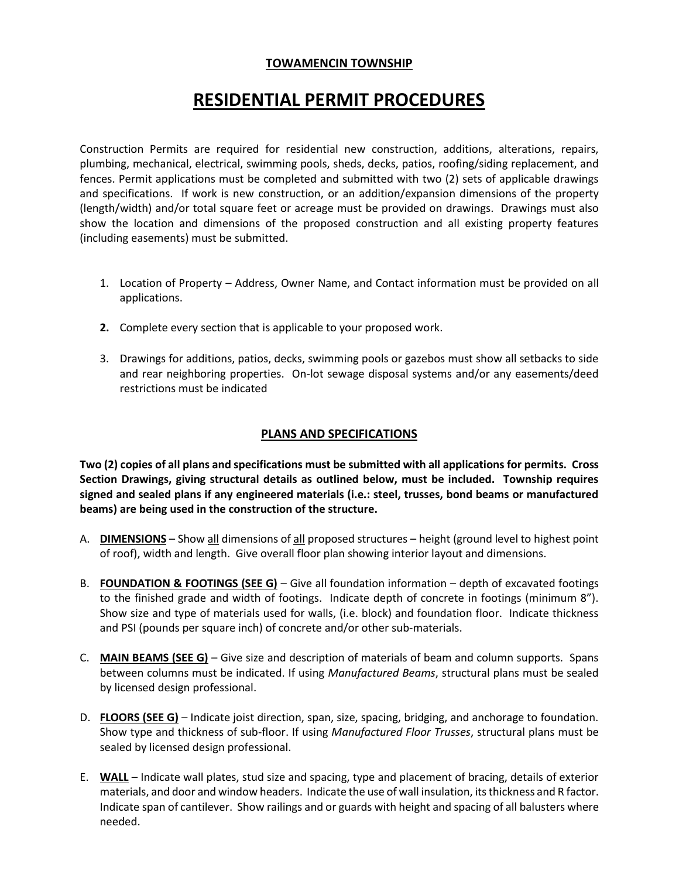**TOWAMENCIN TOWNSHIP**

# RESIDENTIAL PERMIT PROCEDURES

Construction Permits are required for residential new construction, additions, alterations, repairs, plumbing, mechanical, electrical, swimming pools, sheds, decks, patios, roofing/siding replacement, and fences. Permit applications must be completed and submitted with two (2) sets of applicable drawings and specifications. If work is new construction, or an addition/expansion dimensions of the property (length/width) and/or total square feet or acreage must be provided on drawings. Drawings must also show the location and dimensions of the proposed construction and all existing property features (including easements) must be submitted.

1. Location of Property – Address, Owner Name, and Contact information must be provided on all applications.
2. Complete every section that is applicable to your proposed work.
3. Drawings for additions, patios, decks, swimming pools or gazebos must show all setbacks to side and rear neighboring properties. On-lot sewage disposal systems and/or any easements/deed restrictions must be indicated

## PLANS AND SPECIFICATIONS

**Two (2) copies of all plans and specifications must be submitted with all applications for permits. Cross Section Drawings, giving structural details as outlined below, must be included. Township requires signed and sealed plans if any engineered materials (i.e.: steel, trusses, bond beams or manufactured beams) are being used in the construction of the structure.**

A. **DIMENSIONS** – Show all dimensions of all proposed structures – height (ground level to highest point of roof), width and length. Give overall floor plan showing interior layout and dimensions.

B. **FOUNDATION & FOOTINGS (SEE G)** – Give all foundation information – depth of excavated footings to the finished grade and width of footings. Indicate depth of concrete in footings (minimum 8"). Show size and type of materials used for walls, (i.e. block) and foundation floor. Indicate thickness and PSI (pounds per square inch) of concrete and/or other sub-materials.

C. **MAIN BEAMS (SEE G)** – Give size and description of materials of beam and column supports. Spans between columns must be indicated. If using *Manufactured Beams*, structural plans must be sealed by licensed design professional.

D. **FLOORS (SEE G)** – Indicate joist direction, span, size, spacing, bridging, and anchorage to foundation. Show type and thickness of sub-floor. If using *Manufactured Floor Trusses*, structural plans must be sealed by licensed design professional.

E. **WALL** – Indicate wall plates, stud size and spacing, type and placement of bracing, details of exterior materials, and door and window headers. Indicate the use of wall insulation, its thickness and R factor. Indicate span of cantilever. Show railings and or guards with height and spacing of all balusters where needed.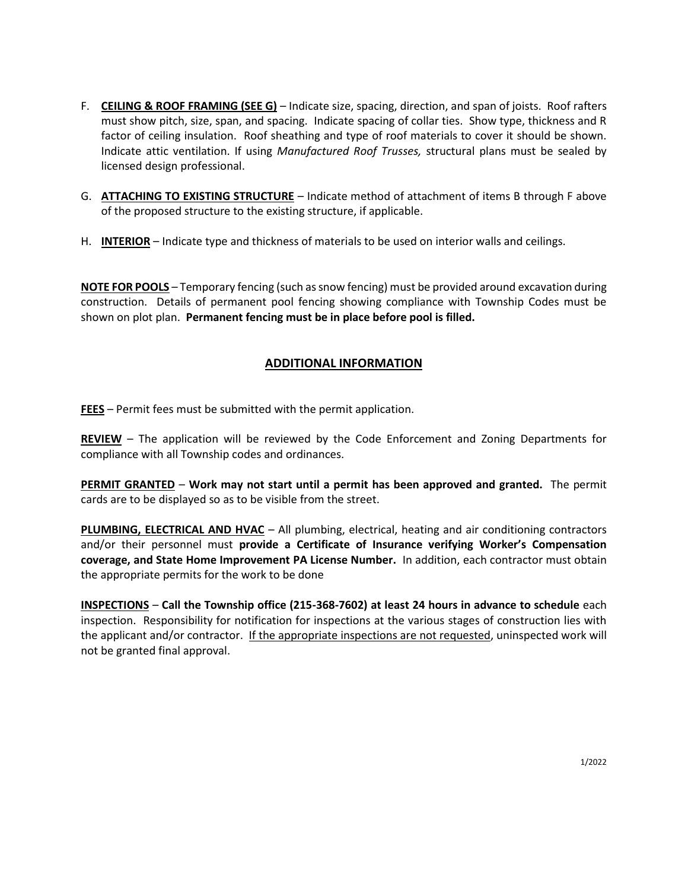F. **CEILING & ROOF FRAMING (SEE G)** – Indicate size, spacing, direction, and span of joists. Roof rafters must show pitch, size, span, and spacing. Indicate spacing of collar ties. Show type, thickness and R factor of ceiling insulation. Roof sheathing and type of roof materials to cover it should be shown. Indicate attic ventilation. If using *Manufactured Roof Trusses,* structural plans must be sealed by licensed design professional.

G. **ATTACHING TO EXISTING STRUCTURE** – Indicate method of attachment of items B through F above of the proposed structure to the existing structure, if applicable.

H. **INTERIOR** – Indicate type and thickness of materials to be used on interior walls and ceilings.

**NOTE FOR POOLS** – Temporary fencing (such as snow fencing) must be provided around excavation during construction. Details of permanent pool fencing showing compliance with Township Codes must be shown on plot plan. **Permanent fencing must be in place before pool is filled.**

## ADDITIONAL INFORMATION

**FEES** – Permit fees must be submitted with the permit application.

**REVIEW** – The application will be reviewed by the Code Enforcement and Zoning Departments for compliance with all Township codes and ordinances.

**PERMIT GRANTED** – **Work may not start until a permit has been approved and granted.** The permit cards are to be displayed so as to be visible from the street.

**PLUMBING, ELECTRICAL AND HVAC** – All plumbing, electrical, heating and air conditioning contractors and/or their personnel must **provide a Certificate of Insurance verifying Worker's Compensation coverage, and State Home Improvement PA License Number.** In addition, each contractor must obtain the appropriate permits for the work to be done

**INSPECTIONS** – **Call the Township office (215-368-7602) at least 24 hours in advance to schedule** each inspection. Responsibility for notification for inspections at the various stages of construction lies with the applicant and/or contractor. If the appropriate inspections are not requested, uninspected work will not be granted final approval.

1/2022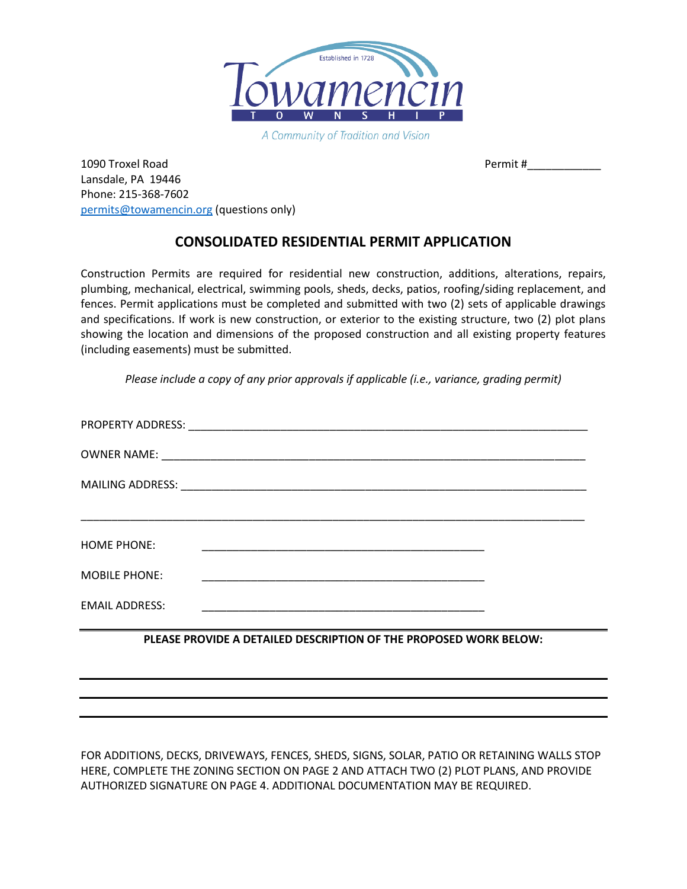Towamencin

T O W N S H I P

Established in 1728

*A Community of Tradition and Vision*

1090 Troxel Road
Lansdale, PA 19446
Phone: 215-368-7602
permits@towamencin.org (questions only)

Permit #____________

## CONSOLIDATED RESIDENTIAL PERMIT APPLICATION

Construction Permits are required for residential new construction, additions, alterations, repairs, plumbing, mechanical, electrical, swimming pools, sheds, decks, patios, roofing/siding replacement, and fences. Permit applications must be completed and submitted with two (2) sets of applicable drawings and specifications. If work is new construction, or exterior to the existing structure, two (2) plot plans showing the location and dimensions of the proposed construction and all existing property features (including easements) must be submitted.

*Please include a copy of any prior approvals if applicable (i.e., variance, grading permit)*

PROPERTY ADDRESS: ____________________________________________________________________

OWNER NAME: ________________________________________________________________________

MAILING ADDRESS: ____________________________________________________________________

________________________________________________________________________________________

HOME PHONE: ________________________________________________

MOBILE PHONE: ________________________________________________

EMAIL ADDRESS: ________________________________________________

**PLEASE PROVIDE A DETAILED DESCRIPTION OF THE PROPOSED WORK BELOW:**

________________________________________________________________________________________

________________________________________________________________________________________

________________________________________________________________________________________

FOR ADDITIONS, DECKS, DRIVEWAYS, FENCES, SHEDS, SIGNS, SOLAR, PATIO OR RETAINING WALLS STOP HERE, COMPLETE THE ZONING SECTION ON PAGE 2 AND ATTACH TWO (2) PLOT PLANS, AND PROVIDE AUTHORIZED SIGNATURE ON PAGE 4. ADDITIONAL DOCUMENTATION MAY BE REQUIRED.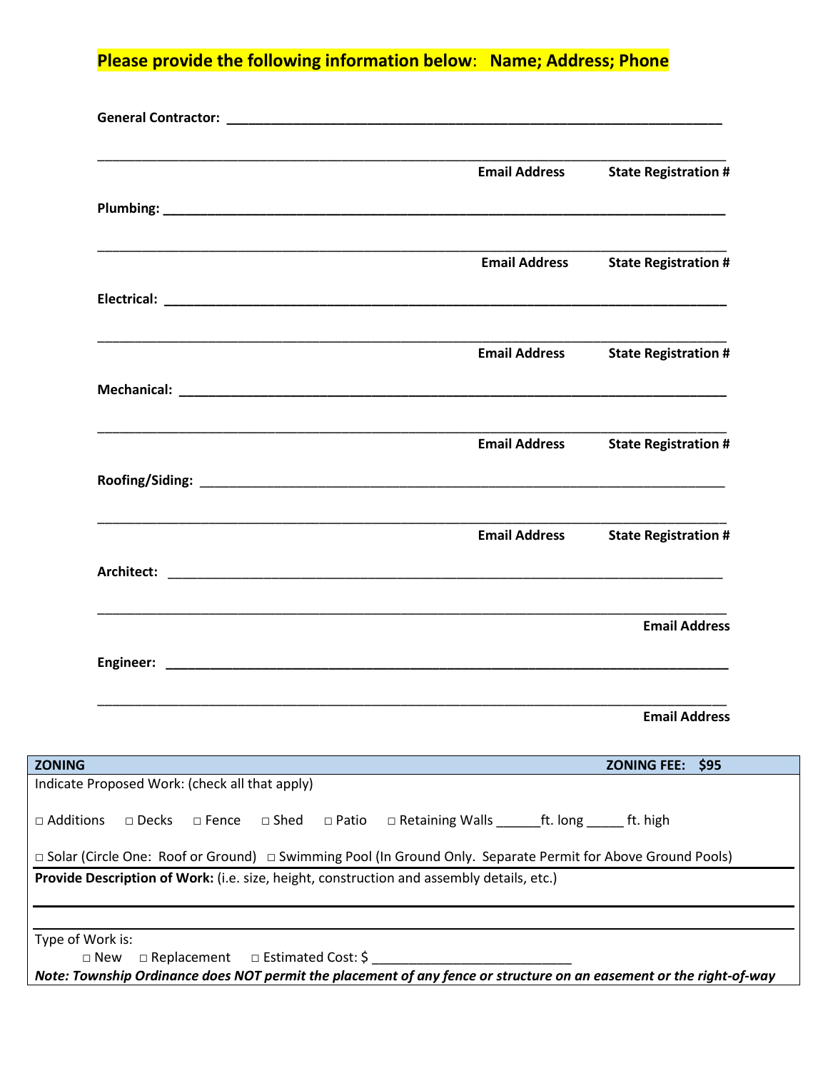**Please provide the following information below: Name; Address; Phone**

**General Contractor:** ______________________________________________________________

______________________________________________________________
**Email Address** **State Registration #**

**Plumbing:** ______________________________________________________________

______________________________________________________________
**Email Address** **State Registration #**

**Electrical:** ______________________________________________________________

______________________________________________________________
**Email Address** **State Registration #**

**Mechanical:** ______________________________________________________________

______________________________________________________________
**Email Address** **State Registration #**

**Roofing/Siding:** ______________________________________________________________

______________________________________________________________
**Email Address** **State Registration #**

**Architect:** ______________________________________________________________

______________________________________________________________
**Email Address**

**Engineer:** ______________________________________________________________

______________________________________________________________
**Email Address**

| **ZONING** | **ZONING FEE: $95** |
|---|---|

Indicate Proposed Work: (check all that apply)

□ Additions □ Decks □ Fence □ Shed □ Patio □ Retaining Walls ______ft. long _____ ft. high

□ Solar (Circle One: Roof or Ground) □ Swimming Pool (In Ground Only. Separate Permit for Above Ground Pools)

**Provide Description of Work:** (i.e. size, height, construction and assembly details, etc.)

______________________________________________________________

______________________________________________________________

Type of Work is:

□ New □ Replacement □ Estimated Cost: $ ___________________________

***Note: Township Ordinance does NOT permit the placement of any fence or structure on an easement or the right-of-way***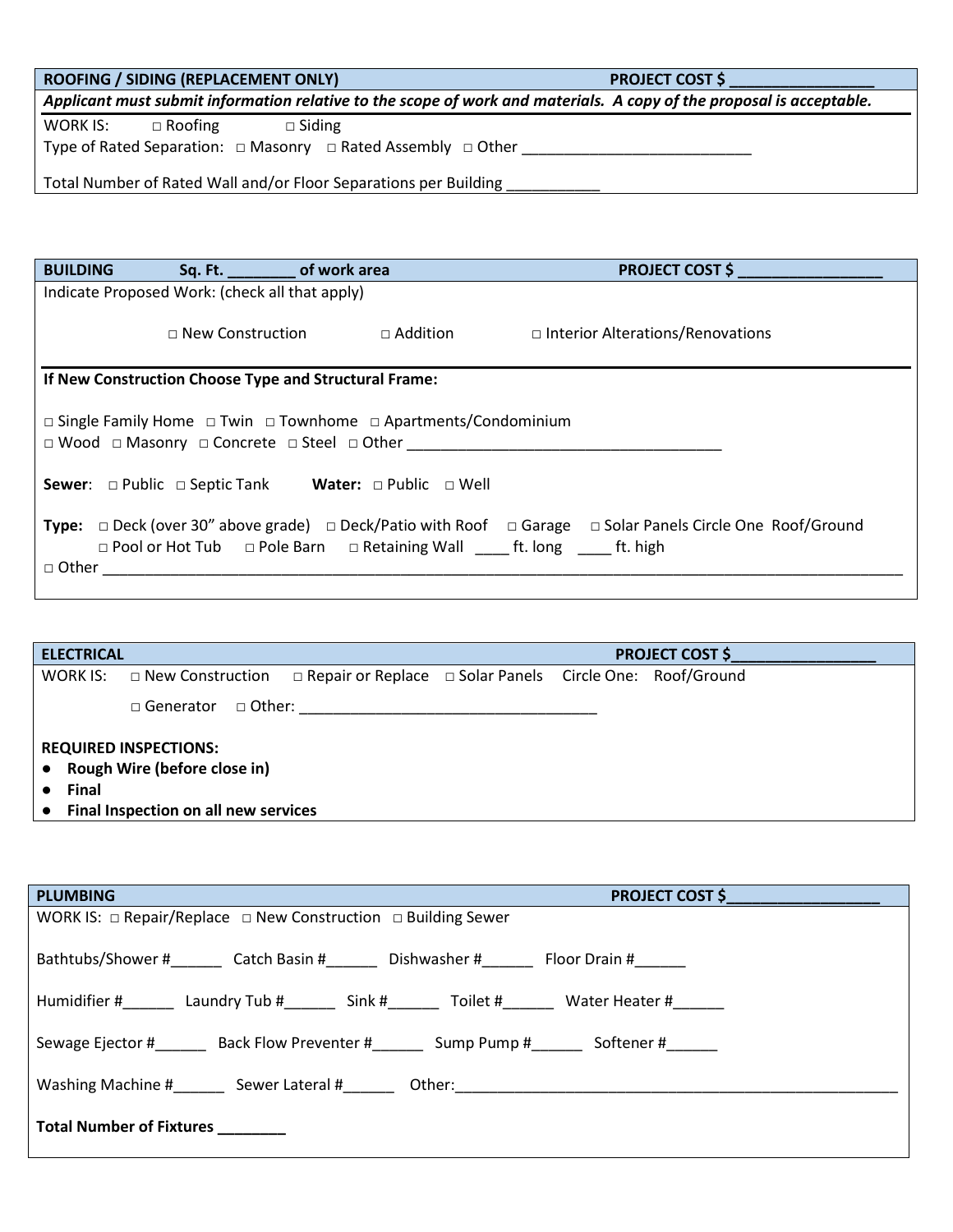**ROOFING / SIDING (REPLACEMENT ONLY)** **PROJECT COST $ _________________**

***Applicant must submit information relative to the scope of work and materials. A copy of the proposal is acceptable.***

WORK IS: □ Roofing □ Siding

Type of Rated Separation: □ Masonry □ Rated Assembly □ Other ___________________________

Total Number of Rated Wall and/or Floor Separations per Building ___________

**BUILDING** **Sq. Ft. ________ of work area** **PROJECT COST $ _________________**

Indicate Proposed Work: (check all that apply)

□ New Construction □ Addition □ Interior Alterations/Renovations

**If New Construction Choose Type and Structural Frame:**

□ Single Family Home □ Twin □ Townhome □ Apartments/Condominium

□ Wood □ Masonry □ Concrete □ Steel □ Other ______________________________________

**Sewer**: □ Public □ Septic Tank **Water:** □ Public □ Well

**Type:** □ Deck (over 30" above grade) □ Deck/Patio with Roof □ Garage □ Solar Panels Circle One Roof/Ground

□ Pool or Hot Tub □ Pole Barn □ Retaining Wall ____ ft. long ____ ft. high

□ Other ____________________________________________________________________________________________

**ELECTRICAL** **PROJECT COST $_________________**

WORK IS: □ New Construction □ Repair or Replace □ Solar Panels Circle One: Roof/Ground

□ Generator □ Other: ____________________________________

**REQUIRED INSPECTIONS:**

- **Rough Wire (before close in)**
- **Final**
- **Final Inspection on all new services**

**PLUMBING** **PROJECT COST $__________________**

WORK IS: □ Repair/Replace □ New Construction □ Building Sewer

Bathtubs/Shower #______ Catch Basin #______ Dishwasher #______ Floor Drain #______

Humidifier #______ Laundry Tub #______ Sink #______ Toilet #______ Water Heater #______

Sewage Ejector #______ Back Flow Preventer #______ Sump Pump #______ Softener #______

Washing Machine #______ Sewer Lateral #______ Other:________________________________________________________

**Total Number of Fixtures ________**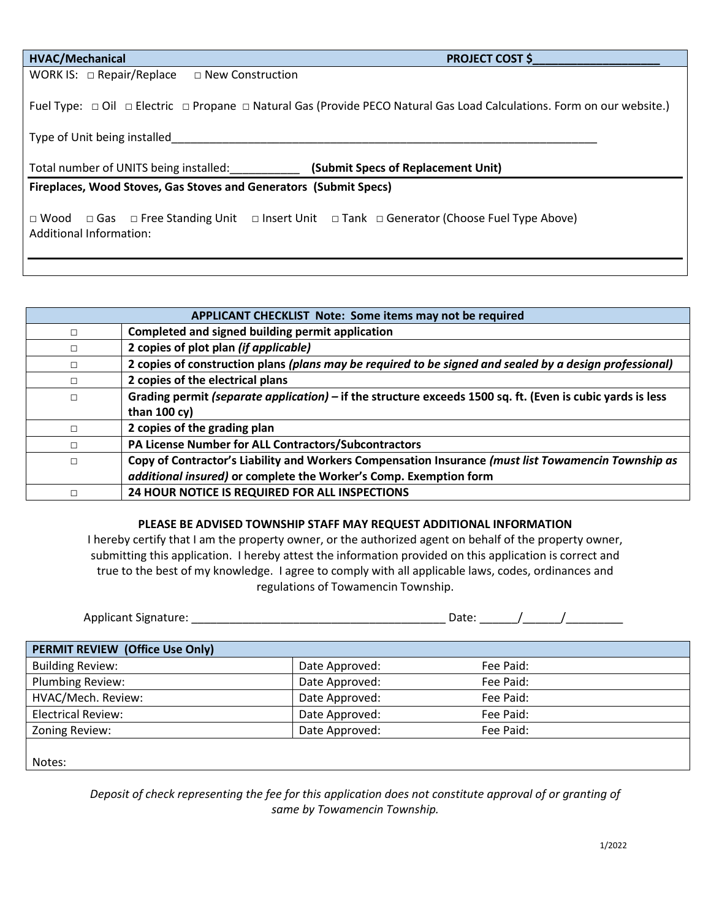**HVAC/Mechanical** **PROJECT COST $____________________**

WORK IS: □ Repair/Replace □ New Construction

Fuel Type: □ Oil □ Electric □ Propane □ Natural Gas (Provide PECO Natural Gas Load Calculations. Form on our website.)

Type of Unit being installed______________________________________________________________________

Total number of UNITS being installed:___________ **(Submit Specs of Replacement Unit)**

**Fireplaces, Wood Stoves, Gas Stoves and Generators (Submit Specs)**

□ Wood □ Gas □ Free Standing Unit □ Insert Unit □ Tank □ Generator (Choose Fuel Type Above)

Additional Information:

| **APPLICANT CHECKLIST Note: Some items may not be required** | |
|---|---|
| □ | **Completed and signed building permit application** |
| □ | **2 copies of plot plan *(if applicable)*** |
| □ | **2 copies of construction plans *(plans may be required to be signed and sealed by a design professional)*** |
| □ | **2 copies of the electrical plans** |
| □ | **Grading permit *(separate application)* – if the structure exceeds 1500 sq. ft. (Even is cubic yards is less than 100 cy)** |
| □ | **2 copies of the grading plan** |
| □ | **PA License Number for ALL Contractors/Subcontractors** |
| □ | **Copy of Contractor's Liability and Workers Compensation Insurance *(must list Towamencin Township as additional insured)* or complete the Worker's Comp. Exemption form** |
| □ | **24 HOUR NOTICE IS REQUIRED FOR ALL INSPECTIONS** |

**PLEASE BE ADVISED TOWNSHIP STAFF MAY REQUEST ADDITIONAL INFORMATION**

I hereby certify that I am the property owner, or the authorized agent on behalf of the property owner, submitting this application. I hereby attest the information provided on this application is correct and true to the best of my knowledge. I agree to comply with all applicable laws, codes, ordinances and regulations of Towamencin Township.

Applicant Signature: ________________________________________ Date: ______/______/_________

| **PERMIT REVIEW (Office Use Only)** | | |
|---|---|---|
| Building Review: | Date Approved: | Fee Paid: |
| Plumbing Review: | Date Approved: | Fee Paid: |
| HVAC/Mech. Review: | Date Approved: | Fee Paid: |
| Electrical Review: | Date Approved: | Fee Paid: |
| Zoning Review: | Date Approved: | Fee Paid: |
| Notes: | | |

*Deposit of check representing the fee for this application does not constitute approval of or granting of same by Towamencin Township.*

1/2022